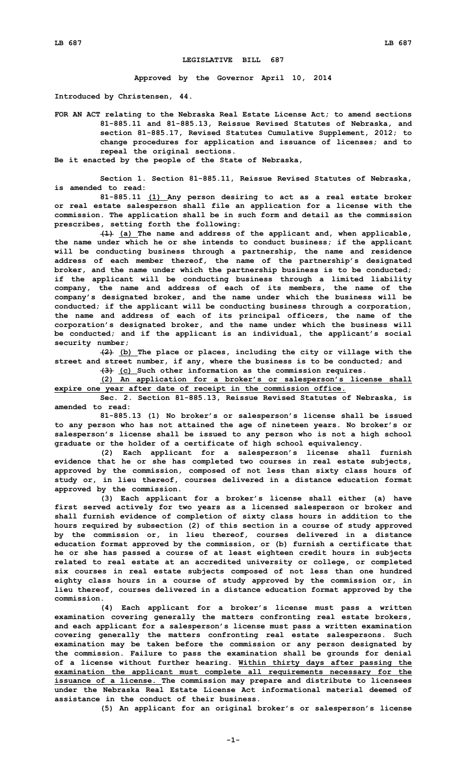# LEGISLATIVE BILL 687

**Approved by the Governor April 10, 2014**

**Introduced by Christensen, 44.**

**FOR AN ACT relating to the Nebraska Real Estate License Act; to amend sections 81-885.11 and 81-885.13, Reissue Revised Statutes of Nebraska, and section 81-885.17, Revised Statutes Cumulative Supplement, 2012; to change procedures for application and issuance of licenses; and to repeal the original sections.**

**Be it enacted by the people of the State of Nebraska,**

**Section 1. Section 81-885.11, Reissue Revised Statutes of Nebraska, is amended to read:**

**81-885.11 <u>(1)</u> Any person desiring to act as a real estate broker or real estate salesperson shall file an application for a license with the commission. The application shall be in such form and detail as the commission prescribes, setting forth the following:**

**~~(1)~~ <u>(a)</u> The name and address of the applicant and, when applicable, the name under which he or she intends to conduct business; if the applicant will be conducting business through a partnership, the name and residence address of each member thereof, the name of the partnership's designated broker, and the name under which the partnership business is to be conducted; if the applicant will be conducting business through a limited liability company, the name and address of each of its members, the name of the company's designated broker, and the name under which the business will be conducted; if the applicant will be conducting business through a corporation, the name and address of each of its principal officers, the name of the corporation's designated broker, and the name under which the business will be conducted; and if the applicant is an individual, the applicant's social security number;**

**~~(2)~~ <u>(b)</u> The place or places, including the city or village with the street and street number, if any, where the business is to be conducted; and**

**~~(3)~~ <u>(c)</u> Such other information as the commission requires.**

**<u>(2) An application for a broker's or salesperson's license shall expire one year after date of receipt in the commission office.</u>**

**Sec. 2. Section 81-885.13, Reissue Revised Statutes of Nebraska, is amended to read:**

**81-885.13 (1) No broker's or salesperson's license shall be issued to any person who has not attained the age of nineteen years. No broker's or salesperson's license shall be issued to any person who is not a high school graduate or the holder of a certificate of high school equivalency.**

**(2) Each applicant for a salesperson's license shall furnish evidence that he or she has completed two courses in real estate subjects, approved by the commission, composed of not less than sixty class hours of study or, in lieu thereof, courses delivered in a distance education format approved by the commission.**

**(3) Each applicant for a broker's license shall either (a) have first served actively for two years as a licensed salesperson or broker and shall furnish evidence of completion of sixty class hours in addition to the hours required by subsection (2) of this section in a course of study approved by the commission or, in lieu thereof, courses delivered in a distance education format approved by the commission, or (b) furnish a certificate that he or she has passed a course of at least eighteen credit hours in subjects related to real estate at an accredited university or college, or completed six courses in real estate subjects composed of not less than one hundred eighty class hours in a course of study approved by the commission or, in lieu thereof, courses delivered in a distance education format approved by the commission.**

**(4) Each applicant for a broker's license must pass a written examination covering generally the matters confronting real estate brokers, and each applicant for a salesperson's license must pass a written examination covering generally the matters confronting real estate salespersons. Such examination may be taken before the commission or any person designated by the commission. Failure to pass the examination shall be grounds for denial of a license without further hearing. <u>Within thirty days after passing the examination the applicant must complete all requirements necessary for the issuance of a license.</u> The commission may prepare and distribute to licensees under the Nebraska Real Estate License Act informational material deemed of assistance in the conduct of their business.**

**(5) An applicant for an original broker's or salesperson's license**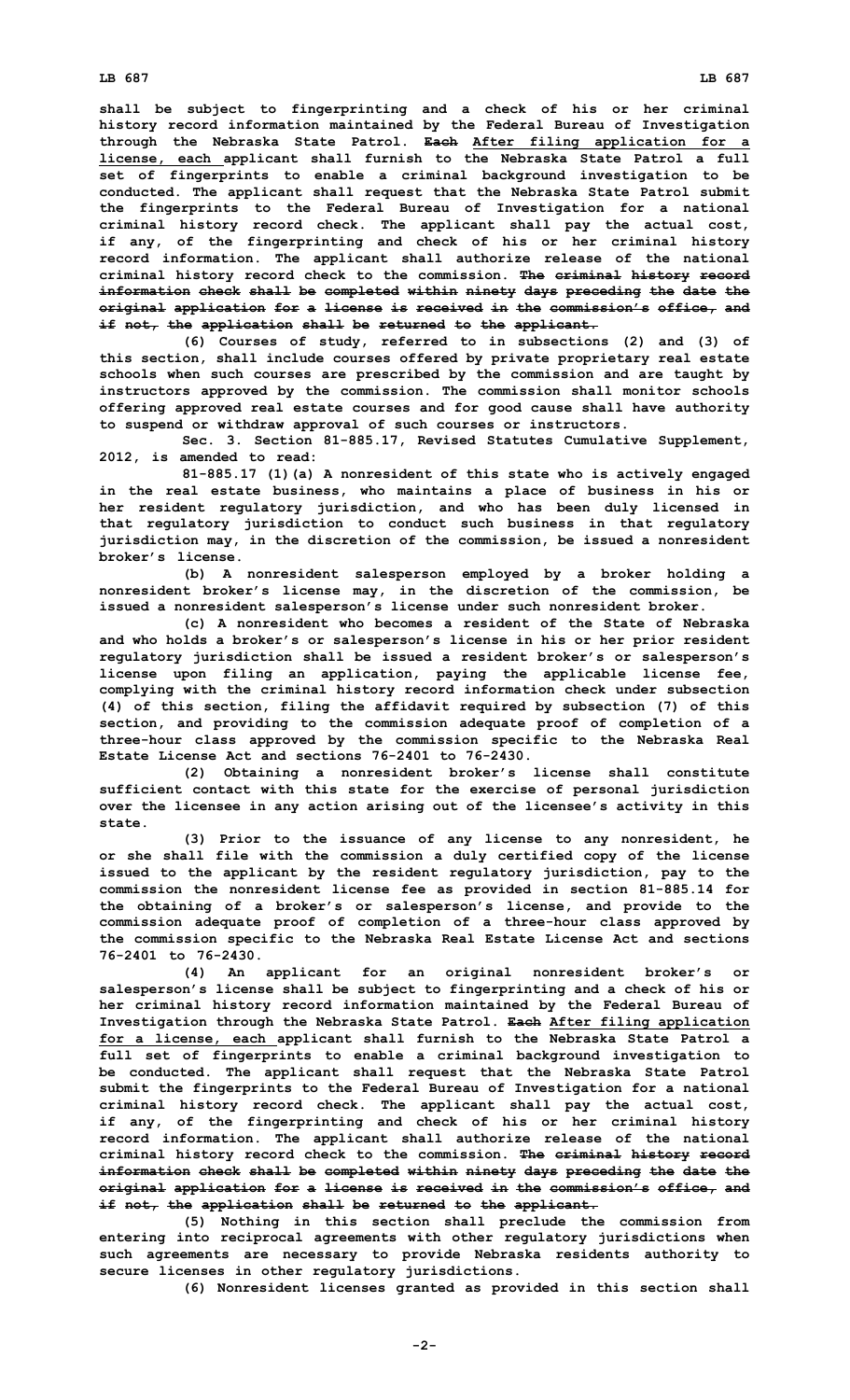shall be subject to fingerprinting and a check of his or her criminal history record information maintained by the Federal Bureau of Investigation through the Nebraska State Patrol. ~~Each~~ After filing application for a license, each applicant shall furnish to the Nebraska State Patrol a full set of fingerprints to enable a criminal background investigation to be conducted. The applicant shall request that the Nebraska State Patrol submit the fingerprints to the Federal Bureau of Investigation for a national criminal history record check. The applicant shall pay the actual cost, if any, of the fingerprinting and check of his or her criminal history record information. The applicant shall authorize release of the national criminal history record check to the commission. ~~The criminal history record information check shall be completed within ninety days preceding the date the original application for a license is received in the commission's office, and if not, the application shall be returned to the applicant.~~

(6) Courses of study, referred to in subsections (2) and (3) of this section, shall include courses offered by private proprietary real estate schools when such courses are prescribed by the commission and are taught by instructors approved by the commission. The commission shall monitor schools offering approved real estate courses and for good cause shall have authority to suspend or withdraw approval of such courses or instructors.

Sec. 3. Section 81-885.17, Revised Statutes Cumulative Supplement, 2012, is amended to read:

81-885.17 (1)(a) A nonresident of this state who is actively engaged in the real estate business, who maintains a place of business in his or her resident regulatory jurisdiction, and who has been duly licensed in that regulatory jurisdiction to conduct such business in that regulatory jurisdiction may, in the discretion of the commission, be issued a nonresident broker's license.

(b) A nonresident salesperson employed by a broker holding a nonresident broker's license may, in the discretion of the commission, be issued a nonresident salesperson's license under such nonresident broker.

(c) A nonresident who becomes a resident of the State of Nebraska and who holds a broker's or salesperson's license in his or her prior resident regulatory jurisdiction shall be issued a resident broker's or salesperson's license upon filing an application, paying the applicable license fee, complying with the criminal history record information check under subsection (4) of this section, filing the affidavit required by subsection (7) of this section, and providing to the commission adequate proof of completion of a three-hour class approved by the commission specific to the Nebraska Real Estate License Act and sections 76-2401 to 76-2430.

(2) Obtaining a nonresident broker's license shall constitute sufficient contact with this state for the exercise of personal jurisdiction over the licensee in any action arising out of the licensee's activity in this state.

(3) Prior to the issuance of any license to any nonresident, he or she shall file with the commission a duly certified copy of the license issued to the applicant by the resident regulatory jurisdiction, pay to the commission the nonresident license fee as provided in section 81-885.14 for the obtaining of a broker's or salesperson's license, and provide to the commission adequate proof of completion of a three-hour class approved by the commission specific to the Nebraska Real Estate License Act and sections 76-2401 to 76-2430.

(4) An applicant for an original nonresident broker's or salesperson's license shall be subject to fingerprinting and a check of his or her criminal history record information maintained by the Federal Bureau of Investigation through the Nebraska State Patrol. ~~Each~~ After filing application for a license, each applicant shall furnish to the Nebraska State Patrol a full set of fingerprints to enable a criminal background investigation to be conducted. The applicant shall request that the Nebraska State Patrol submit the fingerprints to the Federal Bureau of Investigation for a national criminal history record check. The applicant shall pay the actual cost, if any, of the fingerprinting and check of his or her criminal history record information. The applicant shall authorize release of the national criminal history record check to the commission. ~~The criminal history record information check shall be completed within ninety days preceding the date the original application for a license is received in the commission's office, and if not, the application shall be returned to the applicant.~~

(5) Nothing in this section shall preclude the commission from entering into reciprocal agreements with other regulatory jurisdictions when such agreements are necessary to provide Nebraska residents authority to secure licenses in other regulatory jurisdictions.

(6) Nonresident licenses granted as provided in this section shall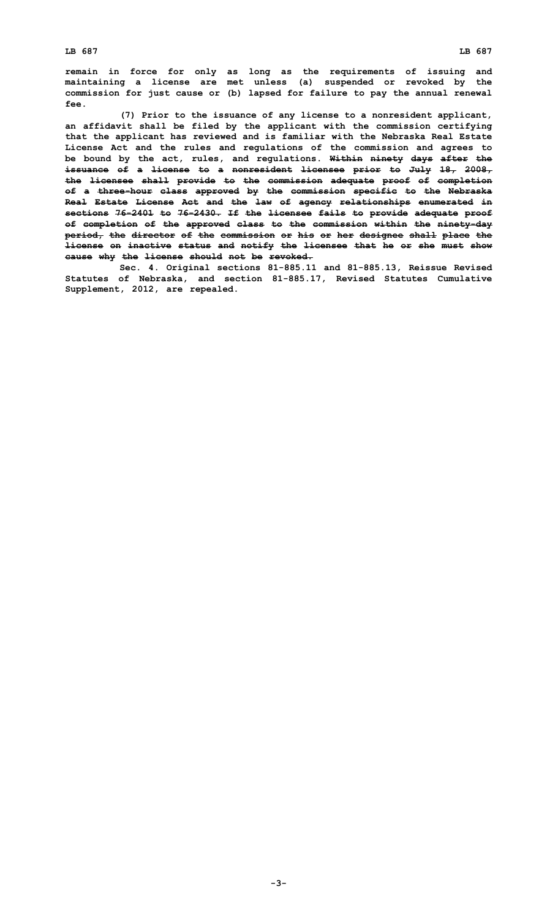remain in force for only as long as the requirements of issuing and maintaining a license are met unless (a) suspended or revoked by the commission for just cause or (b) lapsed for failure to pay the annual renewal fee.

(7) Prior to the issuance of any license to a nonresident applicant, an affidavit shall be filed by the applicant with the commission certifying that the applicant has reviewed and is familiar with the Nebraska Real Estate License Act and the rules and regulations of the commission and agrees to be bound by the act, rules, and regulations. ~~Within ninety days after the issuance of a license to a nonresident licensee prior to July 18, 2008, the licensee shall provide to the commission adequate proof of completion of a three-hour class approved by the commission specific to the Nebraska Real Estate License Act and the law of agency relationships enumerated in sections 76-2401 to 76-2430. If the licensee fails to provide adequate proof of completion of the approved class to the commission within the ninety-day period, the director of the commission or his or her designee shall place the license on inactive status and notify the licensee that he or she must show cause why the license should not be revoked.~~

Sec. 4. Original sections 81-885.11 and 81-885.13, Reissue Revised Statutes of Nebraska, and section 81-885.17, Revised Statutes Cumulative Supplement, 2012, are repealed.